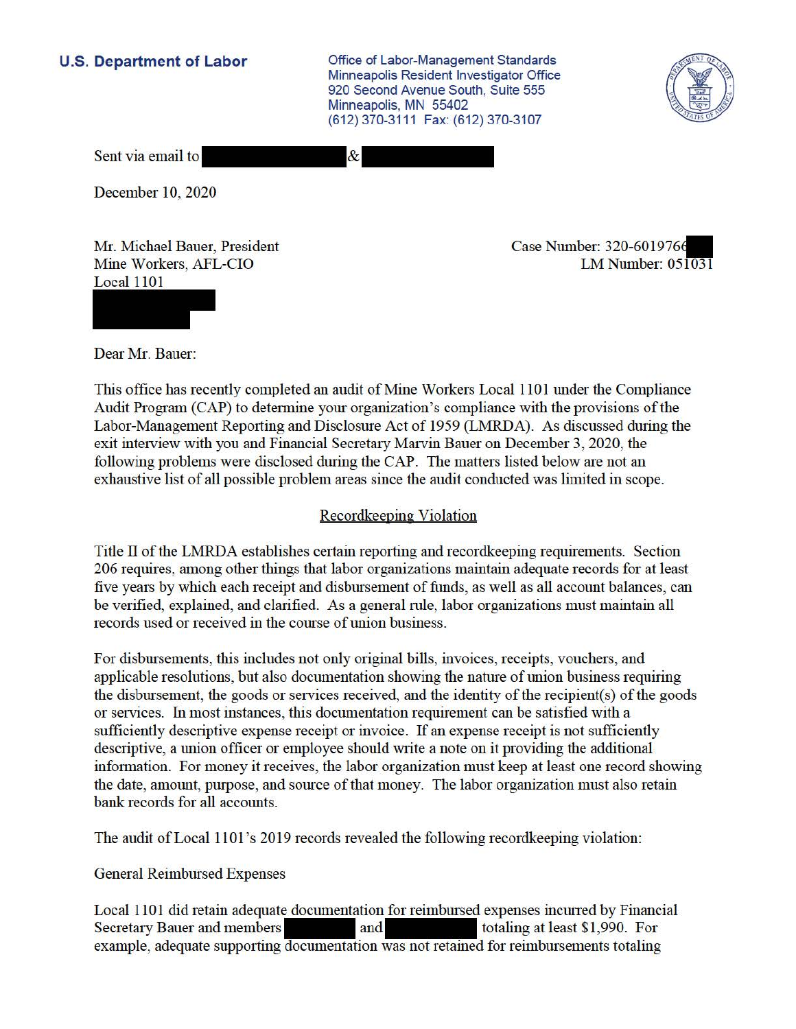**U.S. Department of Labor**

Office of Labor-Management Standards
Minneapolis Resident Investigator Office
920 Second Avenue South, Suite 555
Minneapolis, MN 55402
(612) 370-3111 Fax: (612) 370-3107

Sent via email to [redacted] & [redacted]

December 10, 2020

Mr. Michael Bauer, President
Mine Workers, AFL-CIO
Local 1101
[redacted]

Case Number: 320-6019766[redacted]
LM Number: 051031

Dear Mr. Bauer:

This office has recently completed an audit of Mine Workers Local 1101 under the Compliance Audit Program (CAP) to determine your organization's compliance with the provisions of the Labor-Management Reporting and Disclosure Act of 1959 (LMRDA). As discussed during the exit interview with you and Financial Secretary Marvin Bauer on December 3, 2020, the following problems were disclosed during the CAP. The matters listed below are not an exhaustive list of all possible problem areas since the audit conducted was limited in scope.

## Recordkeeping Violation

Title II of the LMRDA establishes certain reporting and recordkeeping requirements. Section 206 requires, among other things that labor organizations maintain adequate records for at least five years by which each receipt and disbursement of funds, as well as all account balances, can be verified, explained, and clarified. As a general rule, labor organizations must maintain all records used or received in the course of union business.

For disbursements, this includes not only original bills, invoices, receipts, vouchers, and applicable resolutions, but also documentation showing the nature of union business requiring the disbursement, the goods or services received, and the identity of the recipient(s) of the goods or services. In most instances, this documentation requirement can be satisfied with a sufficiently descriptive expense receipt or invoice. If an expense receipt is not sufficiently descriptive, a union officer or employee should write a note on it providing the additional information. For money it receives, the labor organization must keep at least one record showing the date, amount, purpose, and source of that money. The labor organization must also retain bank records for all accounts.

The audit of Local 1101's 2019 records revealed the following recordkeeping violation:

General Reimbursed Expenses

Local 1101 did retain adequate documentation for reimbursed expenses incurred by Financial Secretary Bauer and members [redacted] and [redacted] totaling at least $1,990. For example, adequate supporting documentation was not retained for reimbursements totaling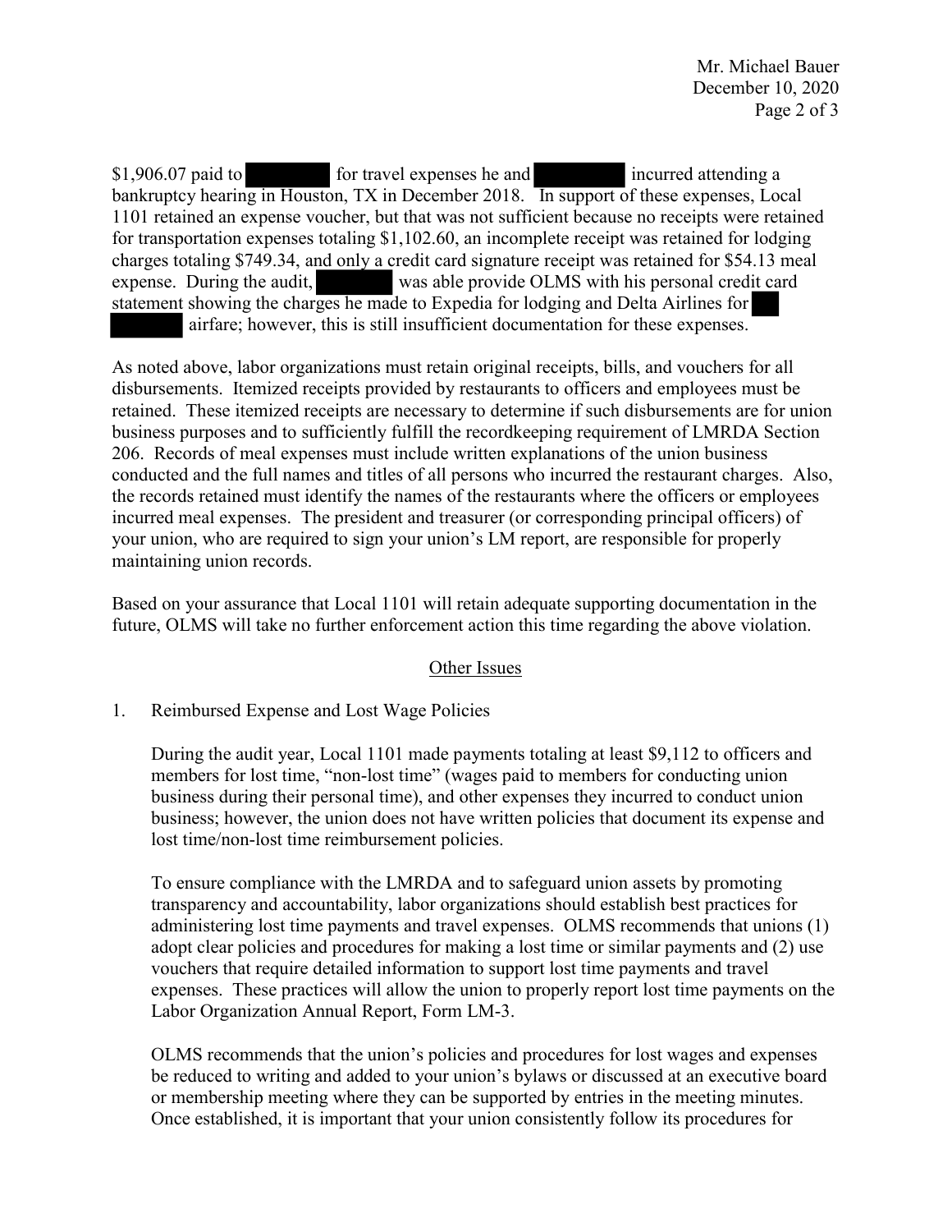$1,906.07 paid to [redacted] for travel expenses he and [redacted] incurred attending a bankruptcy hearing in Houston, TX in December 2018. In support of these expenses, Local 1101 retained an expense voucher, but that was not sufficient because no receipts were retained for transportation expenses totaling $1,102.60, an incomplete receipt was retained for lodging charges totaling $749.34, and only a credit card signature receipt was retained for $54.13 meal expense. During the audit, [redacted] was able provide OLMS with his personal credit card statement showing the charges he made to Expedia for lodging and Delta Airlines for [redacted] airfare; however, this is still insufficient documentation for these expenses.

As noted above, labor organizations must retain original receipts, bills, and vouchers for all disbursements. Itemized receipts provided by restaurants to officers and employees must be retained. These itemized receipts are necessary to determine if such disbursements are for union business purposes and to sufficiently fulfill the recordkeeping requirement of LMRDA Section 206. Records of meal expenses must include written explanations of the union business conducted and the full names and titles of all persons who incurred the restaurant charges. Also, the records retained must identify the names of the restaurants where the officers or employees incurred meal expenses. The president and treasurer (or corresponding principal officers) of your union, who are required to sign your union's LM report, are responsible for properly maintaining union records.

Based on your assurance that Local 1101 will retain adequate supporting documentation in the future, OLMS will take no further enforcement action this time regarding the above violation.

## Other Issues

1. Reimbursed Expense and Lost Wage Policies

   During the audit year, Local 1101 made payments totaling at least $9,112 to officers and members for lost time, "non-lost time" (wages paid to members for conducting union business during their personal time), and other expenses they incurred to conduct union business; however, the union does not have written policies that document its expense and lost time/non-lost time reimbursement policies.

   To ensure compliance with the LMRDA and to safeguard union assets by promoting transparency and accountability, labor organizations should establish best practices for administering lost time payments and travel expenses. OLMS recommends that unions (1) adopt clear policies and procedures for making a lost time or similar payments and (2) use vouchers that require detailed information to support lost time payments and travel expenses. These practices will allow the union to properly report lost time payments on the Labor Organization Annual Report, Form LM-3.

   OLMS recommends that the union's policies and procedures for lost wages and expenses be reduced to writing and added to your union's bylaws or discussed at an executive board or membership meeting where they can be supported by entries in the meeting minutes. Once established, it is important that your union consistently follow its procedures for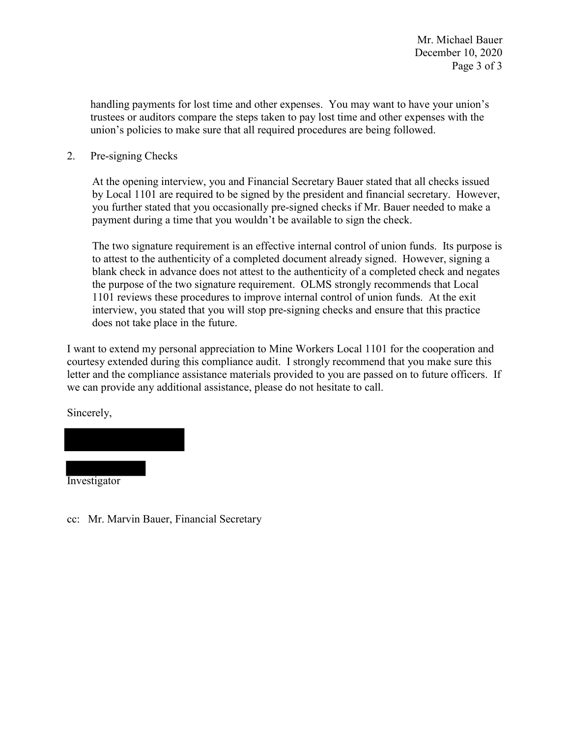handling payments for lost time and other expenses. You may want to have your union's trustees or auditors compare the steps taken to pay lost time and other expenses with the union's policies to make sure that all required procedures are being followed.

2. Pre-signing Checks

   At the opening interview, you and Financial Secretary Bauer stated that all checks issued by Local 1101 are required to be signed by the president and financial secretary. However, you further stated that you occasionally pre-signed checks if Mr. Bauer needed to make a payment during a time that you wouldn't be available to sign the check.

   The two signature requirement is an effective internal control of union funds. Its purpose is to attest to the authenticity of a completed document already signed. However, signing a blank check in advance does not attest to the authenticity of a completed check and negates the purpose of the two signature requirement. OLMS strongly recommends that Local 1101 reviews these procedures to improve internal control of union funds. At the exit interview, you stated that you will stop pre-signing checks and ensure that this practice does not take place in the future.

I want to extend my personal appreciation to Mine Workers Local 1101 for the cooperation and courtesy extended during this compliance audit. I strongly recommend that you make sure this letter and the compliance assistance materials provided to you are passed on to future officers. If we can provide any additional assistance, please do not hesitate to call.

Sincerely,

Investigator

cc: Mr. Marvin Bauer, Financial Secretary